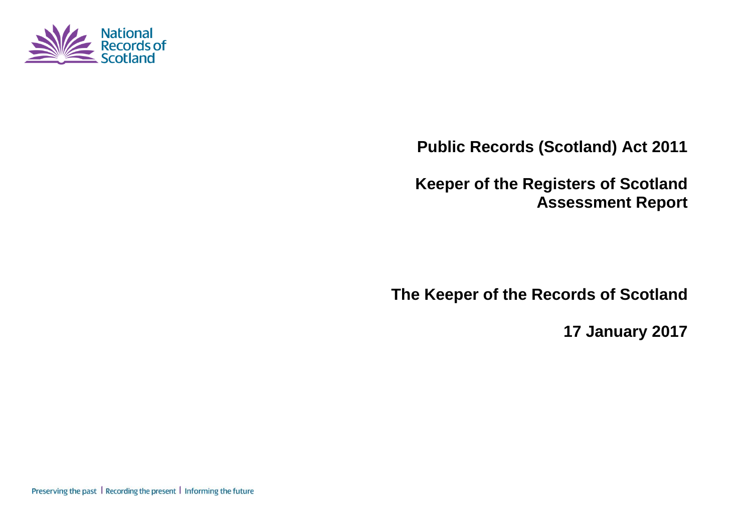National Records of Scotland

# Public Records (Scotland) Act 2011

## Keeper of the Registers of Scotland Assessment Report

**The Keeper of the Records of Scotland**

**17 January 2017**

Preserving the past | Recording the present | Informing the future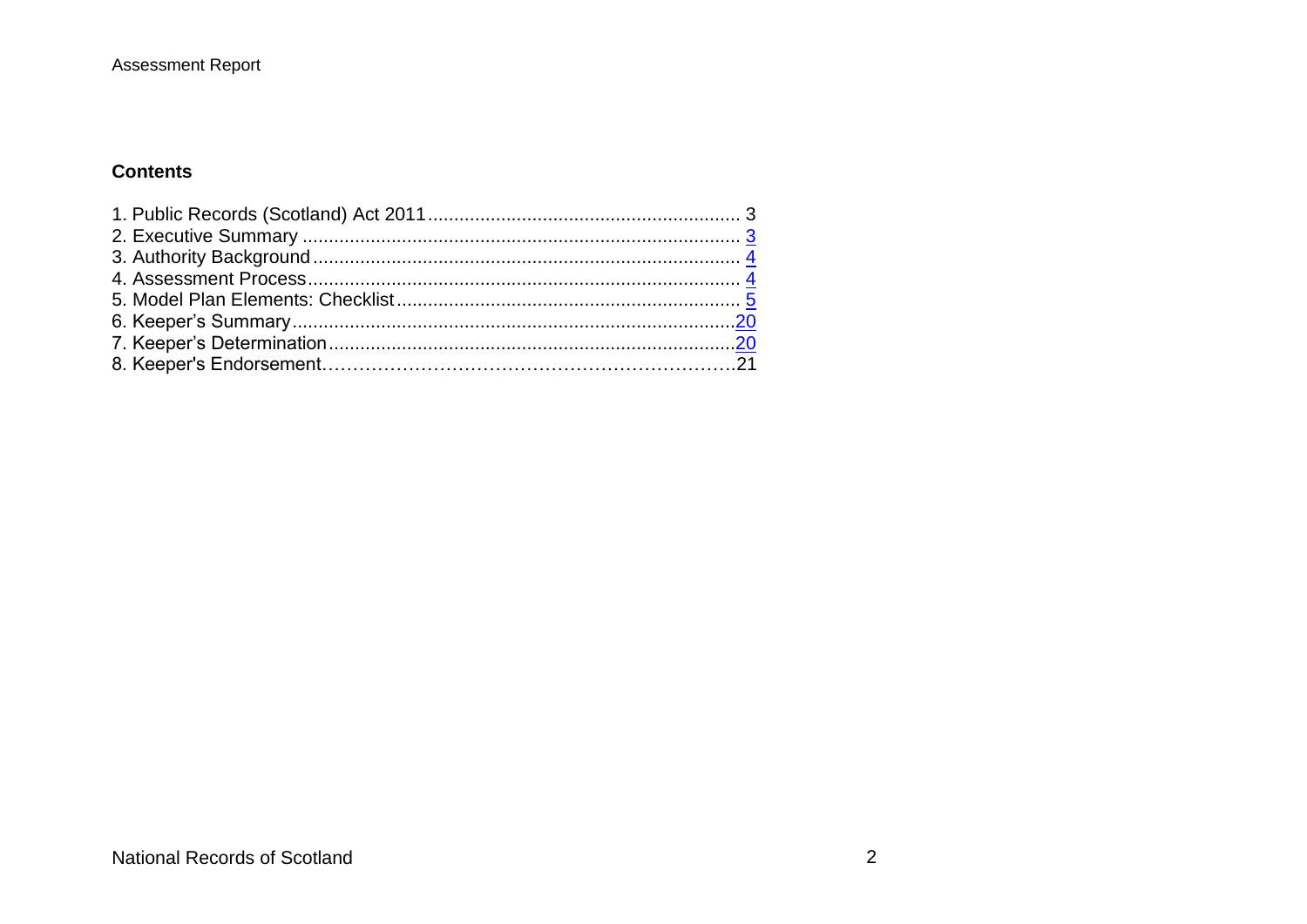## Contents

1. Public Records (Scotland) Act 2011 ........................................................... 3
2. Executive Summary ................................................................................... 3
3. Authority Background ................................................................................ 4
4. Assessment Process ................................................................................. 4
5. Model Plan Elements: Checklist ................................................................ 5
6. Keeper's Summary ................................................................................... 20
7. Keeper's Determination ............................................................................ 20
8. Keeper's Endorsement ............................................................................. 21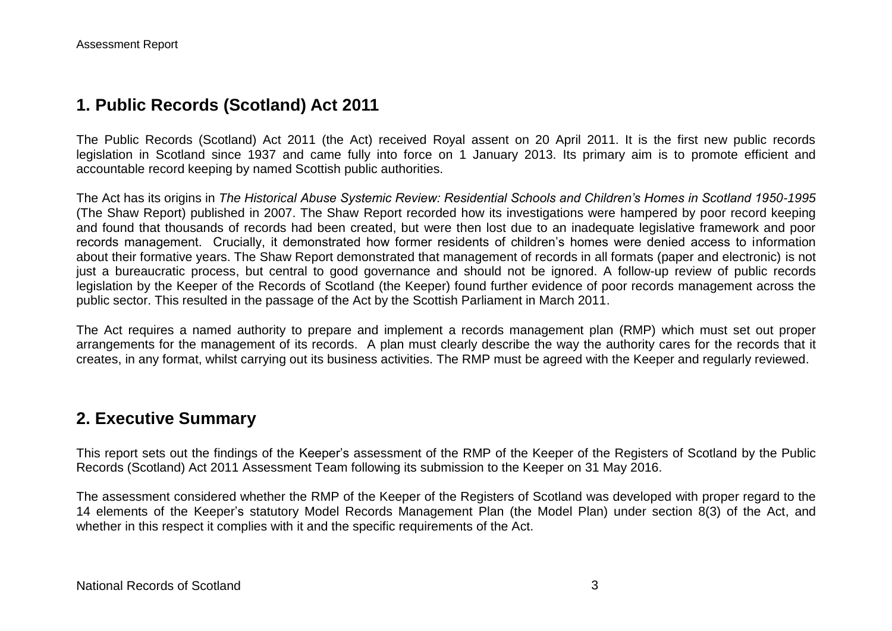## 1. Public Records (Scotland) Act 2011

The Public Records (Scotland) Act 2011 (the Act) received Royal assent on 20 April 2011. It is the first new public records legislation in Scotland since 1937 and came fully into force on 1 January 2013. Its primary aim is to promote efficient and accountable record keeping by named Scottish public authorities.

The Act has its origins in *The Historical Abuse Systemic Review: Residential Schools and Children's Homes in Scotland 1950-1995* (The Shaw Report) published in 2007. The Shaw Report recorded how its investigations were hampered by poor record keeping and found that thousands of records had been created, but were then lost due to an inadequate legislative framework and poor records management. Crucially, it demonstrated how former residents of children's homes were denied access to information about their formative years. The Shaw Report demonstrated that management of records in all formats (paper and electronic) is not just a bureaucratic process, but central to good governance and should not be ignored. A follow-up review of public records legislation by the Keeper of the Records of Scotland (the Keeper) found further evidence of poor records management across the public sector. This resulted in the passage of the Act by the Scottish Parliament in March 2011.

The Act requires a named authority to prepare and implement a records management plan (RMP) which must set out proper arrangements for the management of its records. A plan must clearly describe the way the authority cares for the records that it creates, in any format, whilst carrying out its business activities. The RMP must be agreed with the Keeper and regularly reviewed.

## 2. Executive Summary

This report sets out the findings of the Keeper's assessment of the RMP of the Keeper of the Registers of Scotland by the Public Records (Scotland) Act 2011 Assessment Team following its submission to the Keeper on 31 May 2016.

The assessment considered whether the RMP of the Keeper of the Registers of Scotland was developed with proper regard to the 14 elements of the Keeper's statutory Model Records Management Plan (the Model Plan) under section 8(3) of the Act, and whether in this respect it complies with it and the specific requirements of the Act.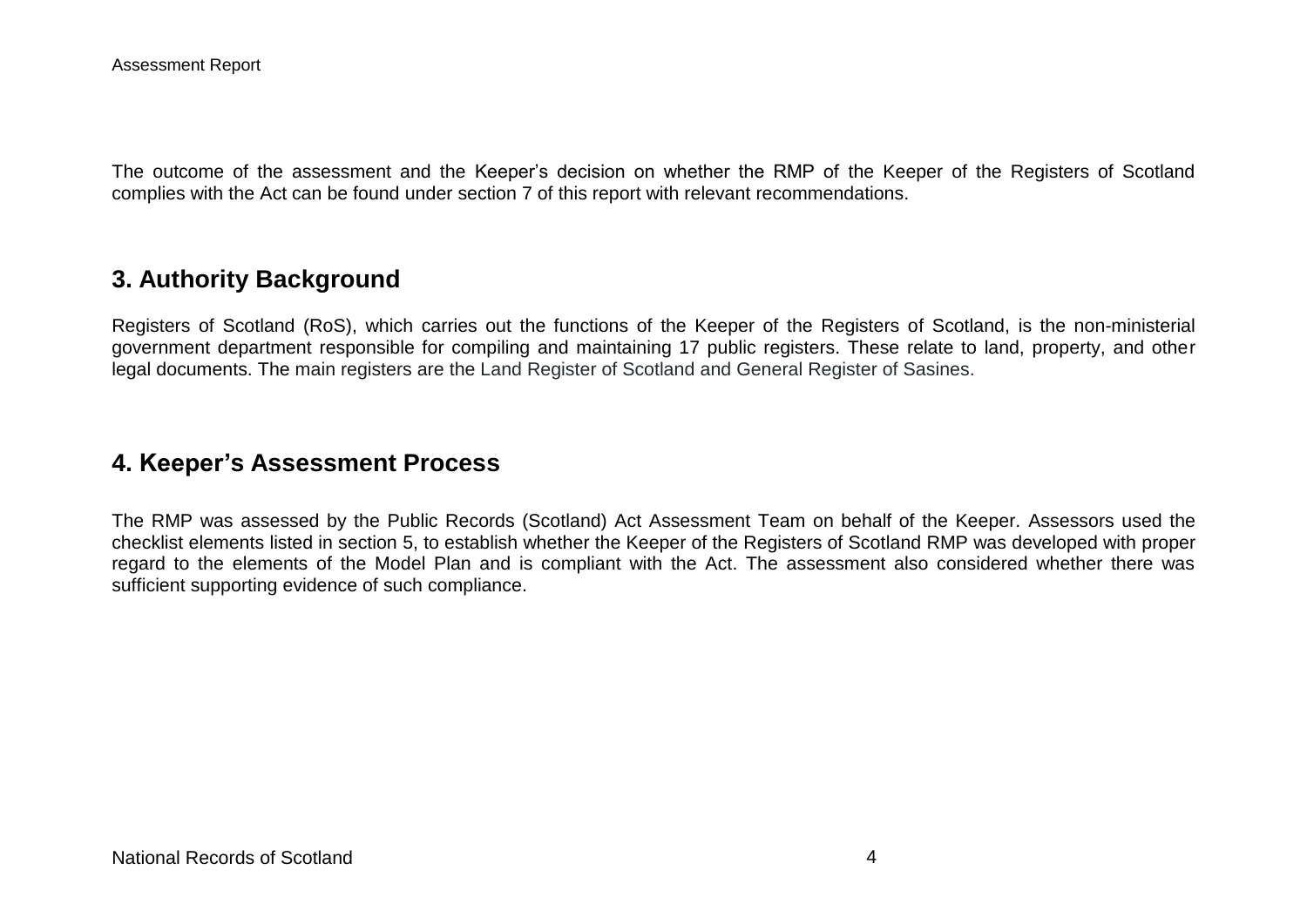The outcome of the assessment and the Keeper's decision on whether the RMP of the Keeper of the Registers of Scotland complies with the Act can be found under section 7 of this report with relevant recommendations.

## 3. Authority Background

Registers of Scotland (RoS), which carries out the functions of the Keeper of the Registers of Scotland, is the non-ministerial government department responsible for compiling and maintaining 17 public registers. These relate to land, property, and other legal documents. The main registers are the Land Register of Scotland and General Register of Sasines.

## 4. Keeper's Assessment Process

The RMP was assessed by the Public Records (Scotland) Act Assessment Team on behalf of the Keeper. Assessors used the checklist elements listed in section 5, to establish whether the Keeper of the Registers of Scotland RMP was developed with proper regard to the elements of the Model Plan and is compliant with the Act. The assessment also considered whether there was sufficient supporting evidence of such compliance.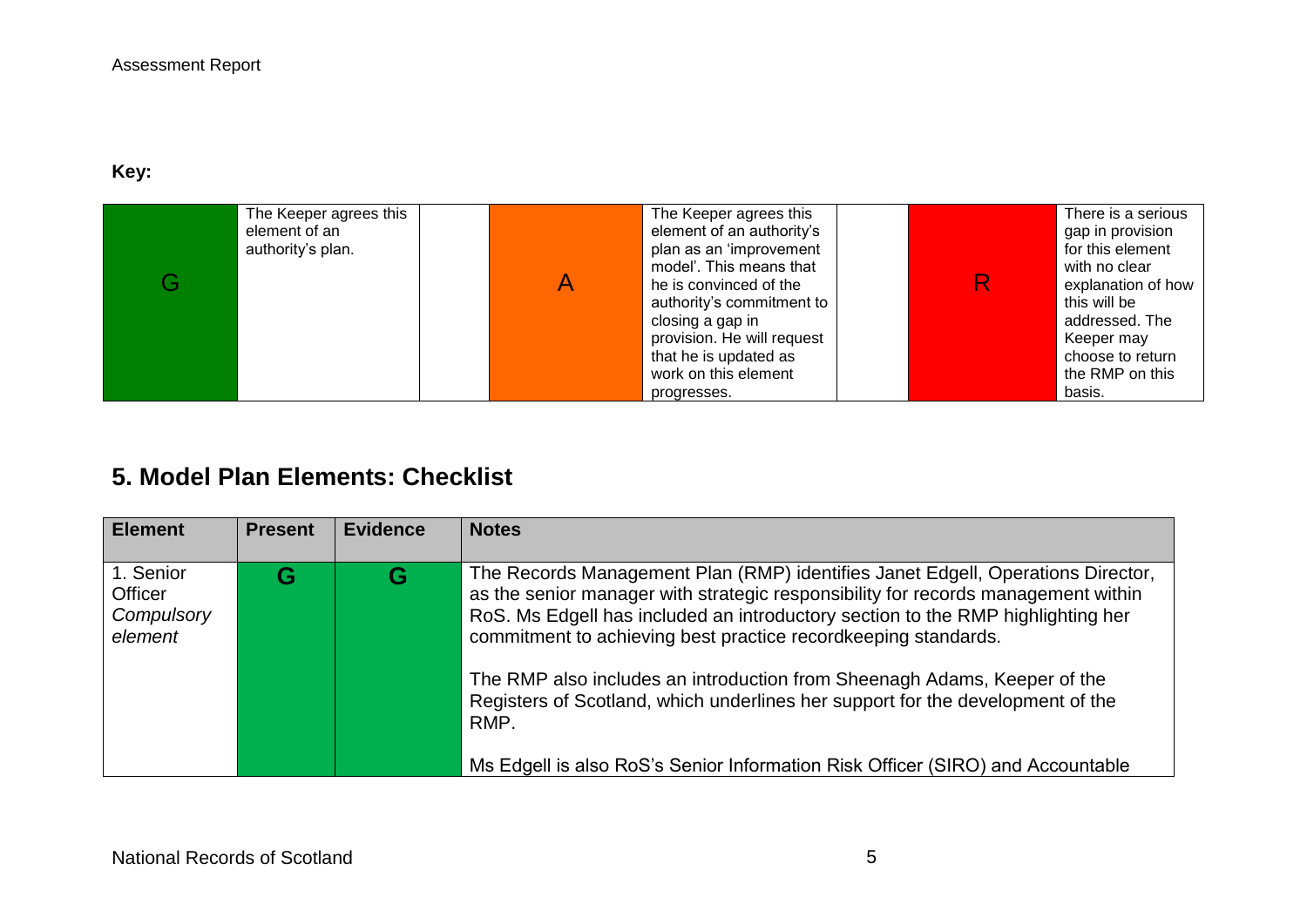**Key:**

| G | The Keeper agrees this element of an authority's plan. | | A | The Keeper agrees this element of an authority's plan as an 'improvement model'. This means that he is convinced of the authority's commitment to closing a gap in provision. He will request that he is updated as work on this element progresses. | | R | There is a serious gap in provision for this element with no clear explanation of how this will be addressed. The Keeper may choose to return the RMP on this basis. |
|---|---|---|---|---|---|---|---|

## 5. Model Plan Elements: Checklist

| Element | Present | Evidence | Notes |
|---|---|---|---|
| 1. Senior Officer *Compulsory element* | G | G | The Records Management Plan (RMP) identifies Janet Edgell, Operations Director, as the senior manager with strategic responsibility for records management within RoS. Ms Edgell has included an introductory section to the RMP highlighting her commitment to achieving best practice recordkeeping standards.<br><br>The RMP also includes an introduction from Sheenagh Adams, Keeper of the Registers of Scotland, which underlines her support for the development of the RMP.<br><br>Ms Edgell is also RoS's Senior Information Risk Officer (SIRO) and Accountable |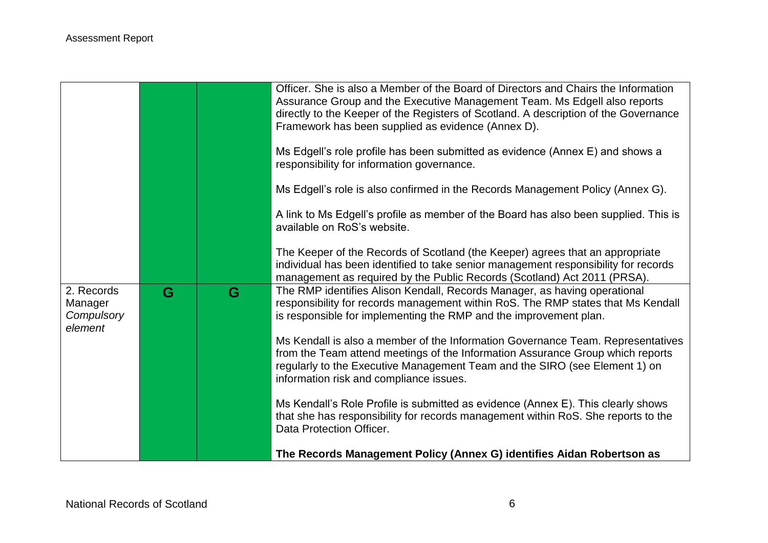| | | | |
|---|---|---|---|
| | | | Officer. She is also a Member of the Board of Directors and Chairs the Information Assurance Group and the Executive Management Team. Ms Edgell also reports directly to the Keeper of the Registers of Scotland. A description of the Governance Framework has been supplied as evidence (Annex D).<br><br>Ms Edgell's role profile has been submitted as evidence (Annex E) and shows a responsibility for information governance.<br><br>Ms Edgell's role is also confirmed in the Records Management Policy (Annex G).<br><br>A link to Ms Edgell's profile as member of the Board has also been supplied. This is available on RoS's website.<br><br>The Keeper of the Records of Scotland (the Keeper) agrees that an appropriate individual has been identified to take senior management responsibility for records management as required by the Public Records (Scotland) Act 2011 (PRSA). |
| 2. Records Manager *Compulsory element* | G | G | The RMP identifies Alison Kendall, Records Manager, as having operational responsibility for records management within RoS. The RMP states that Ms Kendall is responsible for implementing the RMP and the improvement plan.<br><br>Ms Kendall is also a member of the Information Governance Team. Representatives from the Team attend meetings of the Information Assurance Group which reports regularly to the Executive Management Team and the SIRO (see Element 1) on information risk and compliance issues.<br><br>Ms Kendall's Role Profile is submitted as evidence (Annex E). This clearly shows that she has responsibility for records management within RoS. She reports to the Data Protection Officer.<br><br>**The Records Management Policy (Annex G) identifies Aidan Robertson as** |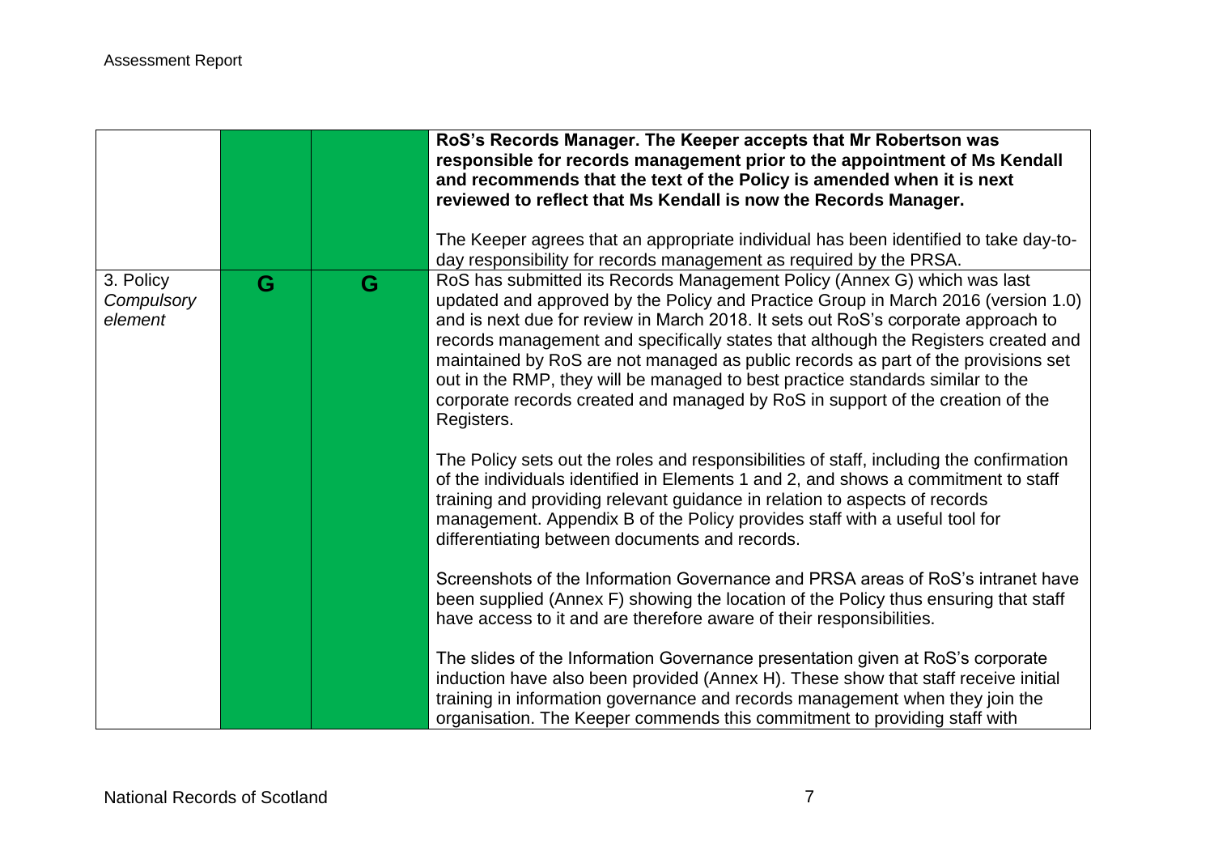| | | | |
|---|---|---|---|
| | | | **RoS's Records Manager. The Keeper accepts that Mr Robertson was responsible for records management prior to the appointment of Ms Kendall and recommends that the text of the Policy is amended when it is next reviewed to reflect that Ms Kendall is now the Records Manager.**<br><br>The Keeper agrees that an appropriate individual has been identified to take day-to-day responsibility for records management as required by the PRSA. |
| 3. Policy *Compulsory element* | G | G | RoS has submitted its Records Management Policy (Annex G) which was last updated and approved by the Policy and Practice Group in March 2016 (version 1.0) and is next due for review in March 2018. It sets out RoS's corporate approach to records management and specifically states that although the Registers created and maintained by RoS are not managed as public records as part of the provisions set out in the RMP, they will be managed to best practice standards similar to the corporate records created and managed by RoS in support of the creation of the Registers.<br><br>The Policy sets out the roles and responsibilities of staff, including the confirmation of the individuals identified in Elements 1 and 2, and shows a commitment to staff training and providing relevant guidance in relation to aspects of records management. Appendix B of the Policy provides staff with a useful tool for differentiating between documents and records.<br><br>Screenshots of the Information Governance and PRSA areas of RoS's intranet have been supplied (Annex F) showing the location of the Policy thus ensuring that staff have access to it and are therefore aware of their responsibilities.<br><br>The slides of the Information Governance presentation given at RoS's corporate induction have also been provided (Annex H). These show that staff receive initial training in information governance and records management when they join the organisation. The Keeper commends this commitment to providing staff with |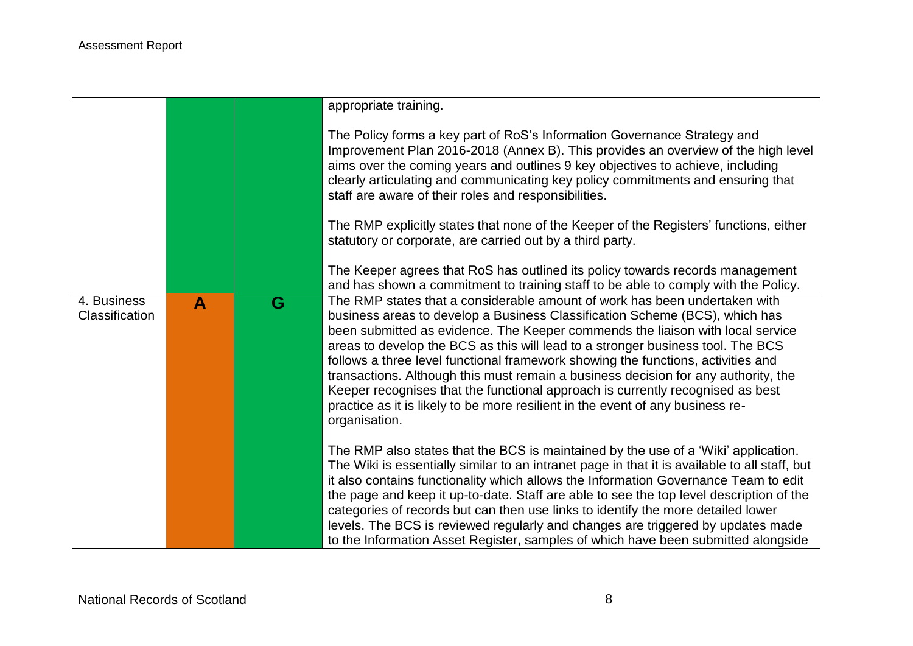| | | | |
|---|---|---|---|
| | | | appropriate training.<br><br>The Policy forms a key part of RoS's Information Governance Strategy and Improvement Plan 2016-2018 (Annex B). This provides an overview of the high level aims over the coming years and outlines 9 key objectives to achieve, including clearly articulating and communicating key policy commitments and ensuring that staff are aware of their roles and responsibilities.<br><br>The RMP explicitly states that none of the Keeper of the Registers' functions, either statutory or corporate, are carried out by a third party.<br><br>The Keeper agrees that RoS has outlined its policy towards records management and has shown a commitment to training staff to be able to comply with the Policy. |
| 4. Business Classification | **A** | **G** | The RMP states that a considerable amount of work has been undertaken with business areas to develop a Business Classification Scheme (BCS), which has been submitted as evidence. The Keeper commends the liaison with local service areas to develop the BCS as this will lead to a stronger business tool. The BCS follows a three level functional framework showing the functions, activities and transactions. Although this must remain a business decision for any authority, the Keeper recognises that the functional approach is currently recognised as best practice as it is likely to be more resilient in the event of any business re-organisation.<br><br>The RMP also states that the BCS is maintained by the use of a 'Wiki' application. The Wiki is essentially similar to an intranet page in that it is available to all staff, but it also contains functionality which allows the Information Governance Team to edit the page and keep it up-to-date. Staff are able to see the top level description of the categories of records but can then use links to identify the more detailed lower levels. The BCS is reviewed regularly and changes are triggered by updates made to the Information Asset Register, samples of which have been submitted alongside |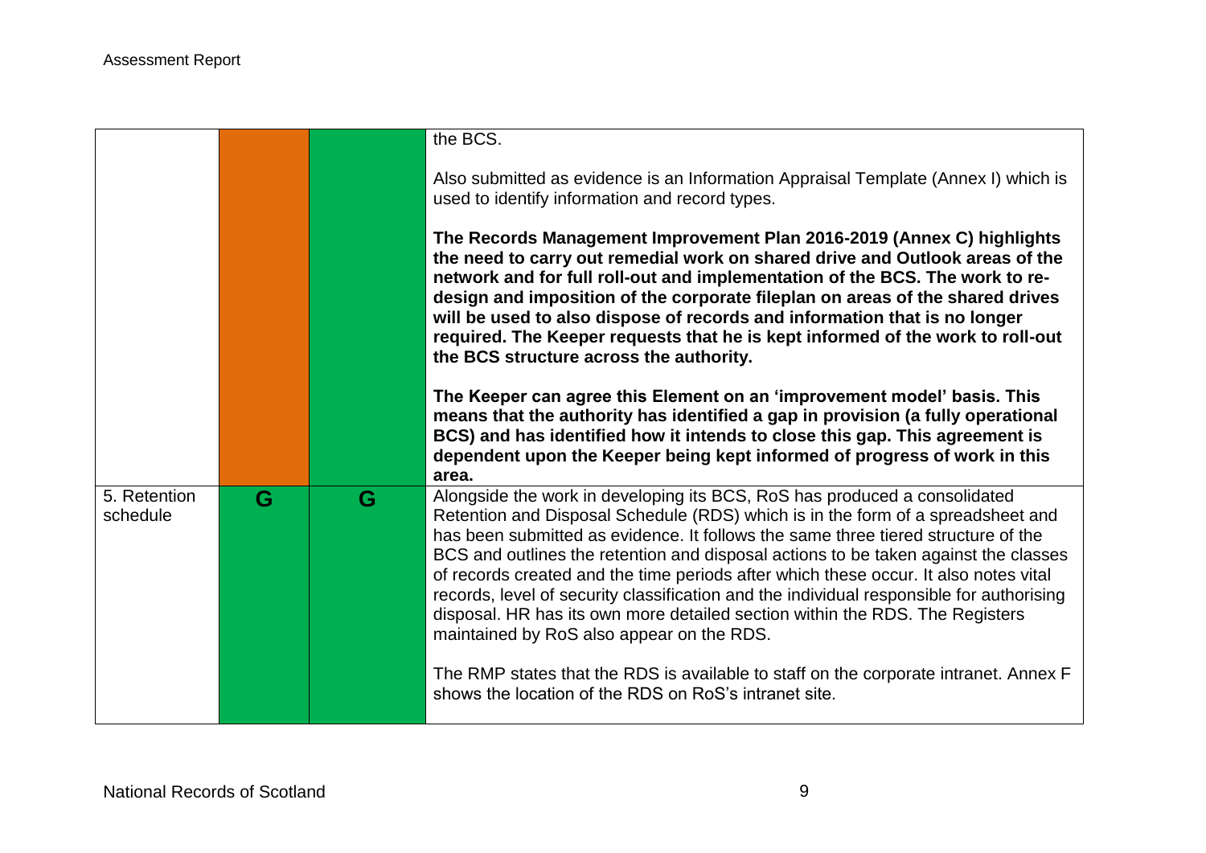| | | | |
|---|---|---|---|
| | | | the BCS.<br><br>Also submitted as evidence is an Information Appraisal Template (Annex I) which is used to identify information and record types.<br><br>**The Records Management Improvement Plan 2016-2019 (Annex C) highlights the need to carry out remedial work on shared drive and Outlook areas of the network and for full roll-out and implementation of the BCS. The work to re-design and imposition of the corporate fileplan on areas of the shared drives will be used to also dispose of records and information that is no longer required. The Keeper requests that he is kept informed of the work to roll-out the BCS structure across the authority.**<br><br>**The Keeper can agree this Element on an 'improvement model' basis. This means that the authority has identified a gap in provision (a fully operational BCS) and has identified how it intends to close this gap. This agreement is dependent upon the Keeper being kept informed of progress of work in this area.** |
| 5. Retention schedule | G | G | Alongside the work in developing its BCS, RoS has produced a consolidated Retention and Disposal Schedule (RDS) which is in the form of a spreadsheet and has been submitted as evidence. It follows the same three tiered structure of the BCS and outlines the retention and disposal actions to be taken against the classes of records created and the time periods after which these occur. It also notes vital records, level of security classification and the individual responsible for authorising disposal. HR has its own more detailed section within the RDS. The Registers maintained by RoS also appear on the RDS.<br><br>The RMP states that the RDS is available to staff on the corporate intranet. Annex F shows the location of the RDS on RoS's intranet site. |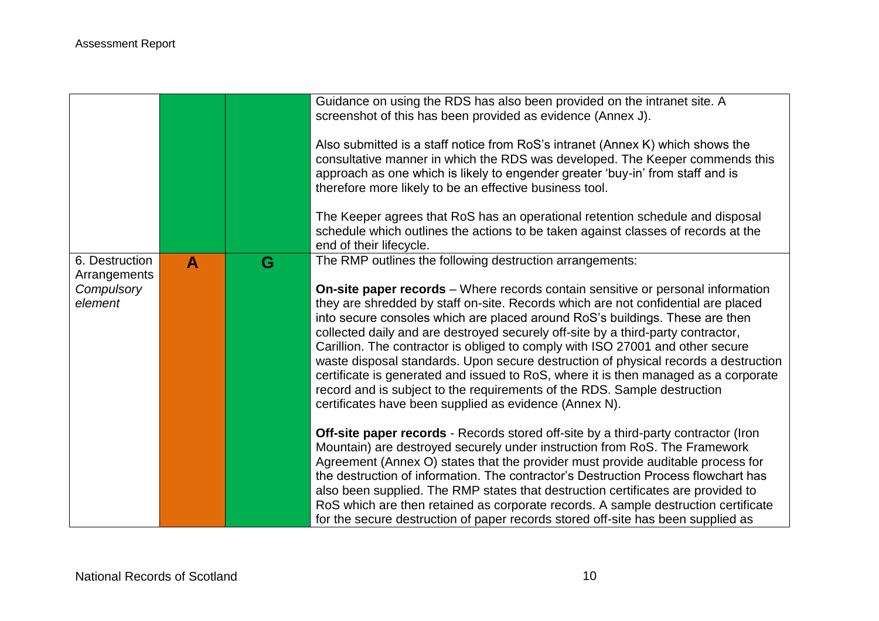| | | | |
|---|---|---|---|
| | | | Guidance on using the RDS has also been provided on the intranet site. A screenshot of this has been provided as evidence (Annex J).<br><br>Also submitted is a staff notice from RoS's intranet (Annex K) which shows the consultative manner in which the RDS was developed. The Keeper commends this approach as one which is likely to engender greater 'buy-in' from staff and is therefore more likely to be an effective business tool.<br><br>The Keeper agrees that RoS has an operational retention schedule and disposal schedule which outlines the actions to be taken against classes of records at the end of their lifecycle. |
| 6. Destruction Arrangements *Compulsory element* | **A** | **G** | The RMP outlines the following destruction arrangements:<br><br>**On-site paper records** – Where records contain sensitive or personal information they are shredded by staff on-site. Records which are not confidential are placed into secure consoles which are placed around RoS's buildings. These are then collected daily and are destroyed securely off-site by a third-party contractor, Carillion. The contractor is obliged to comply with ISO 27001 and other secure waste disposal standards. Upon secure destruction of physical records a destruction certificate is generated and issued to RoS, where it is then managed as a corporate record and is subject to the requirements of the RDS. Sample destruction certificates have been supplied as evidence (Annex N).<br><br>**Off-site paper records** - Records stored off-site by a third-party contractor (Iron Mountain) are destroyed securely under instruction from RoS. The Framework Agreement (Annex O) states that the provider must provide auditable process for the destruction of information. The contractor's Destruction Process flowchart has also been supplied. The RMP states that destruction certificates are provided to RoS which are then retained as corporate records. A sample destruction certificate for the secure destruction of paper records stored off-site has been supplied as |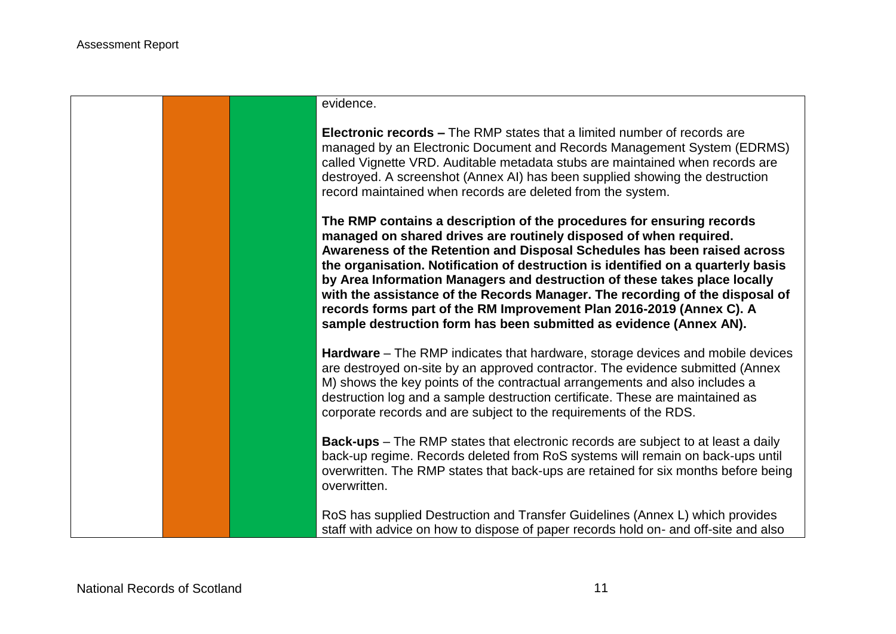| | | | |
|---|---|---|---|
| | | | evidence.<br><br>**Electronic records –** The RMP states that a limited number of records are managed by an Electronic Document and Records Management System (EDRMS) called Vignette VRD. Auditable metadata stubs are maintained when records are destroyed. A screenshot (Annex AI) has been supplied showing the destruction record maintained when records are deleted from the system.<br><br>**The RMP contains a description of the procedures for ensuring records managed on shared drives are routinely disposed of when required. Awareness of the Retention and Disposal Schedules has been raised across the organisation. Notification of destruction is identified on a quarterly basis by Area Information Managers and destruction of these takes place locally with the assistance of the Records Manager. The recording of the disposal of records forms part of the RM Improvement Plan 2016-2019 (Annex C). A sample destruction form has been submitted as evidence (Annex AN).**<br><br>**Hardware** – The RMP indicates that hardware, storage devices and mobile devices are destroyed on-site by an approved contractor. The evidence submitted (Annex M) shows the key points of the contractual arrangements and also includes a destruction log and a sample destruction certificate. These are maintained as corporate records and are subject to the requirements of the RDS.<br><br>**Back-ups** – The RMP states that electronic records are subject to at least a daily back-up regime. Records deleted from RoS systems will remain on back-ups until overwritten. The RMP states that back-ups are retained for six months before being overwritten.<br><br>RoS has supplied Destruction and Transfer Guidelines (Annex L) which provides staff with advice on how to dispose of paper records hold on- and off-site and also |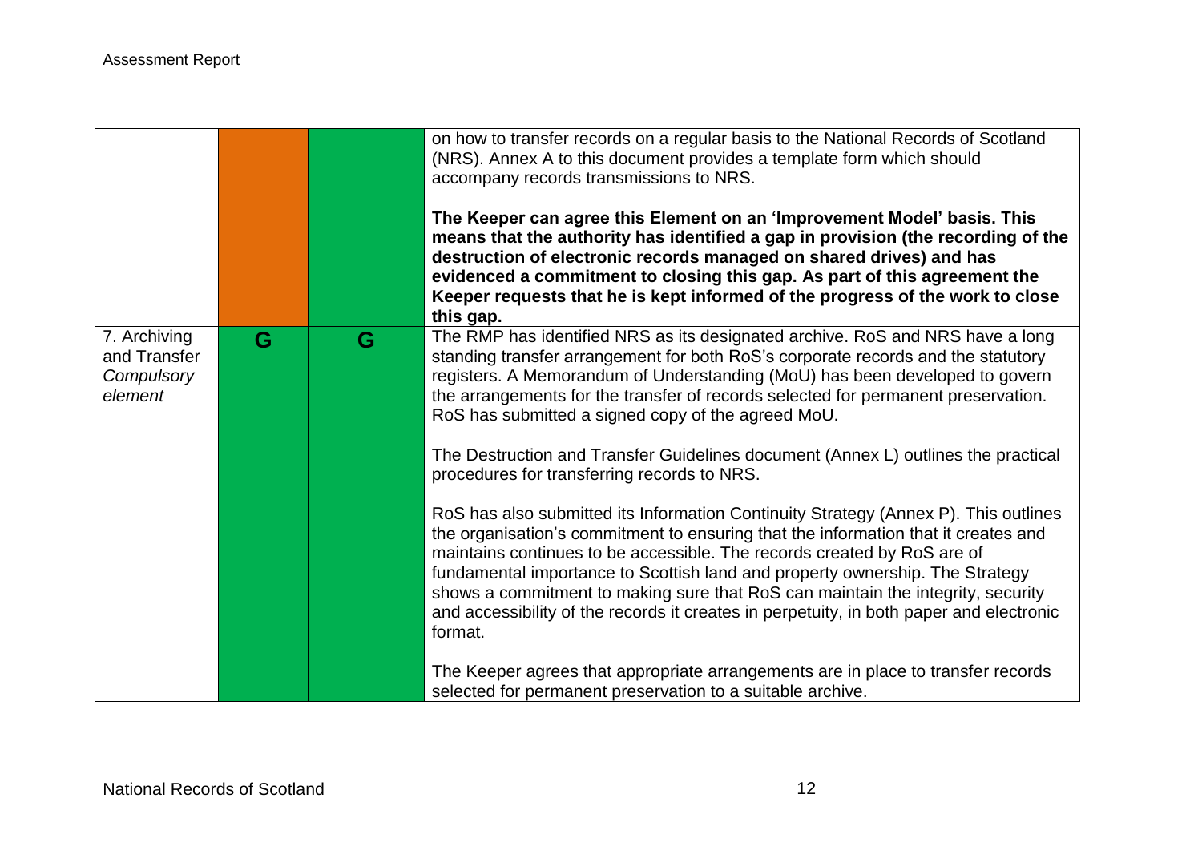| | | | |
|---|---|---|---|
| | | | on how to transfer records on a regular basis to the National Records of Scotland (NRS). Annex A to this document provides a template form which should accompany records transmissions to NRS.<br><br>**The Keeper can agree this Element on an 'Improvement Model' basis. This means that the authority has identified a gap in provision (the recording of the destruction of electronic records managed on shared drives) and has evidenced a commitment to closing this gap. As part of this agreement the Keeper requests that he is kept informed of the progress of the work to close this gap.** |
| 7. Archiving and Transfer *Compulsory element* | G | G | The RMP has identified NRS as its designated archive. RoS and NRS have a long standing transfer arrangement for both RoS's corporate records and the statutory registers. A Memorandum of Understanding (MoU) has been developed to govern the arrangements for the transfer of records selected for permanent preservation. RoS has submitted a signed copy of the agreed MoU.<br><br>The Destruction and Transfer Guidelines document (Annex L) outlines the practical procedures for transferring records to NRS.<br><br>RoS has also submitted its Information Continuity Strategy (Annex P). This outlines the organisation's commitment to ensuring that the information that it creates and maintains continues to be accessible. The records created by RoS are of fundamental importance to Scottish land and property ownership. The Strategy shows a commitment to making sure that RoS can maintain the integrity, security and accessibility of the records it creates in perpetuity, in both paper and electronic format.<br><br>The Keeper agrees that appropriate arrangements are in place to transfer records selected for permanent preservation to a suitable archive. |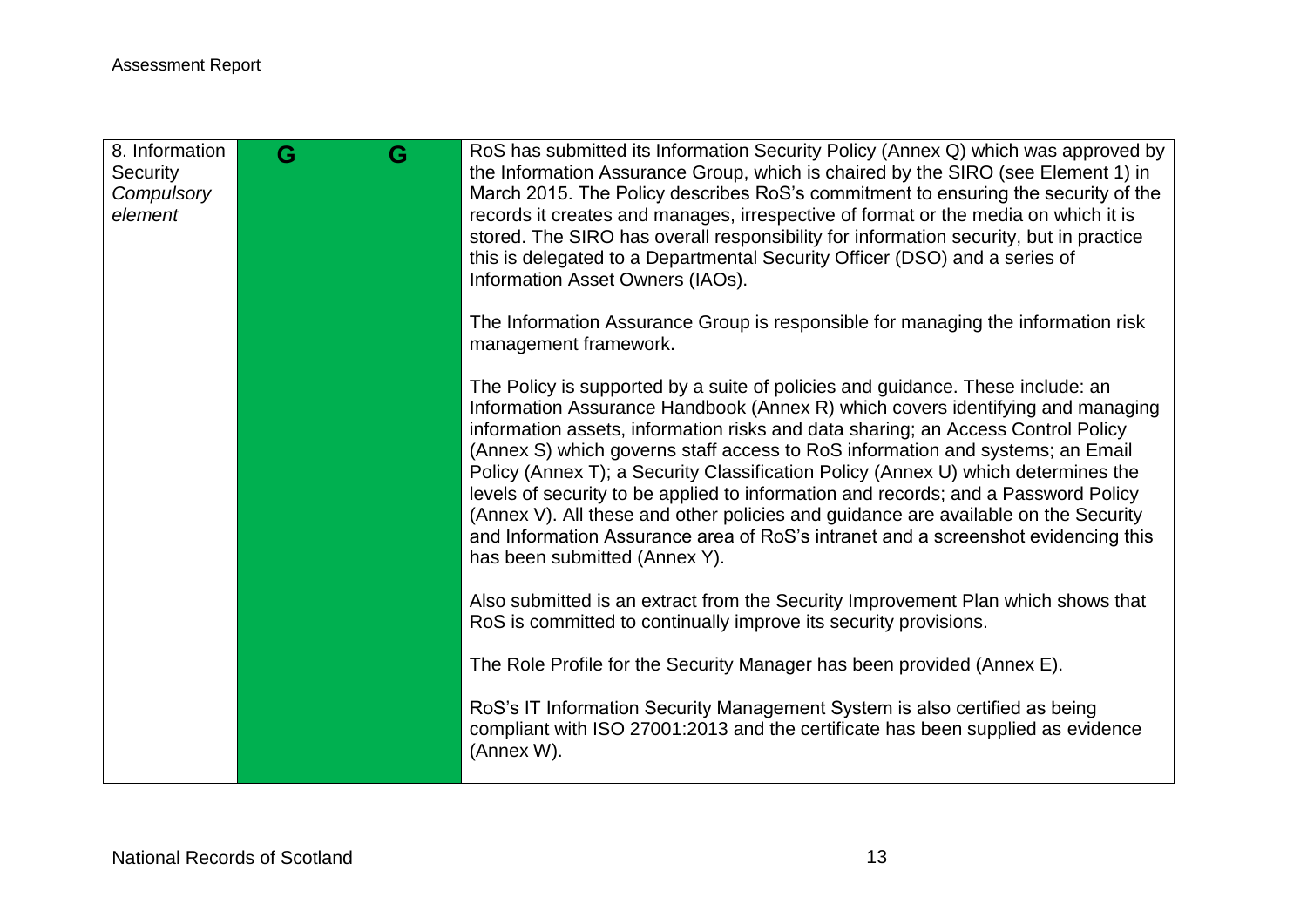| 8. Information Security *Compulsory element* | G | G | RoS has submitted its Information Security Policy (Annex Q) which was approved by the Information Assurance Group, which is chaired by the SIRO (see Element 1) in March 2015. The Policy describes RoS's commitment to ensuring the security of the records it creates and manages, irrespective of format or the media on which it is stored. The SIRO has overall responsibility for information security, but in practice this is delegated to a Departmental Security Officer (DSO) and a series of Information Asset Owners (IAOs).<br><br>The Information Assurance Group is responsible for managing the information risk management framework.<br><br>The Policy is supported by a suite of policies and guidance. These include: an Information Assurance Handbook (Annex R) which covers identifying and managing information assets, information risks and data sharing; an Access Control Policy (Annex S) which governs staff access to RoS information and systems; an Email Policy (Annex T); a Security Classification Policy (Annex U) which determines the levels of security to be applied to information and records; and a Password Policy (Annex V). All these and other policies and guidance are available on the Security and Information Assurance area of RoS's intranet and a screenshot evidencing this has been submitted (Annex Y).<br><br>Also submitted is an extract from the Security Improvement Plan which shows that RoS is committed to continually improve its security provisions.<br><br>The Role Profile for the Security Manager has been provided (Annex E).<br><br>RoS's IT Information Security Management System is also certified as being compliant with ISO 27001:2013 and the certificate has been supplied as evidence (Annex W). |
|---|---|---|---|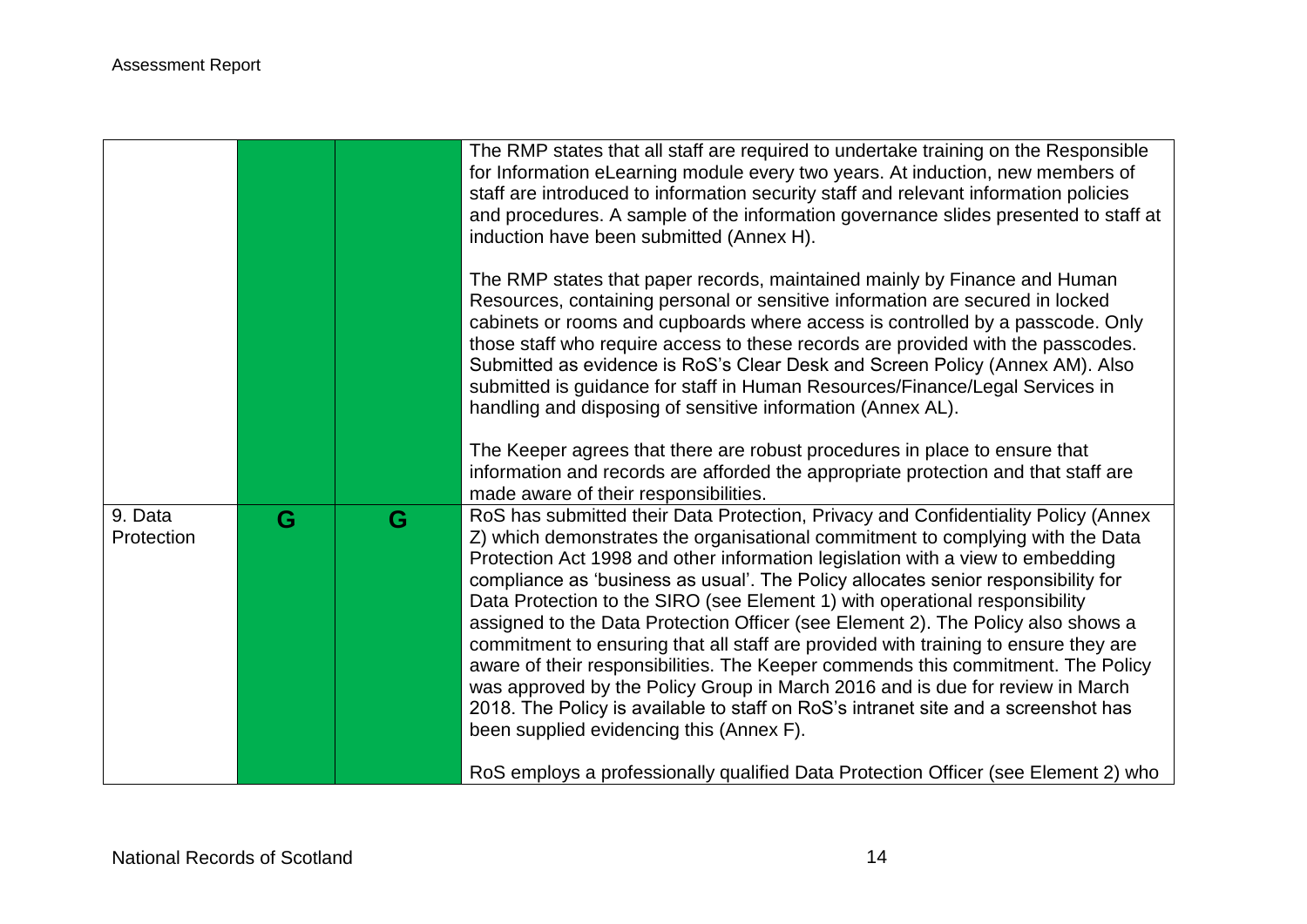| | | | |
|---|---|---|---|
| | | | The RMP states that all staff are required to undertake training on the Responsible for Information eLearning module every two years. At induction, new members of staff are introduced to information security staff and relevant information policies and procedures. A sample of the information governance slides presented to staff at induction have been submitted (Annex H).<br><br>The RMP states that paper records, maintained mainly by Finance and Human Resources, containing personal or sensitive information are secured in locked cabinets or rooms and cupboards where access is controlled by a passcode. Only those staff who require access to these records are provided with the passcodes. Submitted as evidence is RoS's Clear Desk and Screen Policy (Annex AM). Also submitted is guidance for staff in Human Resources/Finance/Legal Services in handling and disposing of sensitive information (Annex AL).<br><br>The Keeper agrees that there are robust procedures in place to ensure that information and records are afforded the appropriate protection and that staff are made aware of their responsibilities. |
| 9. Data Protection | G | G | RoS has submitted their Data Protection, Privacy and Confidentiality Policy (Annex Z) which demonstrates the organisational commitment to complying with the Data Protection Act 1998 and other information legislation with a view to embedding compliance as 'business as usual'. The Policy allocates senior responsibility for Data Protection to the SIRO (see Element 1) with operational responsibility assigned to the Data Protection Officer (see Element 2). The Policy also shows a commitment to ensuring that all staff are provided with training to ensure they are aware of their responsibilities. The Keeper commends this commitment. The Policy was approved by the Policy Group in March 2016 and is due for review in March 2018. The Policy is available to staff on RoS's intranet site and a screenshot has been supplied evidencing this (Annex F).<br><br>RoS employs a professionally qualified Data Protection Officer (see Element 2) who |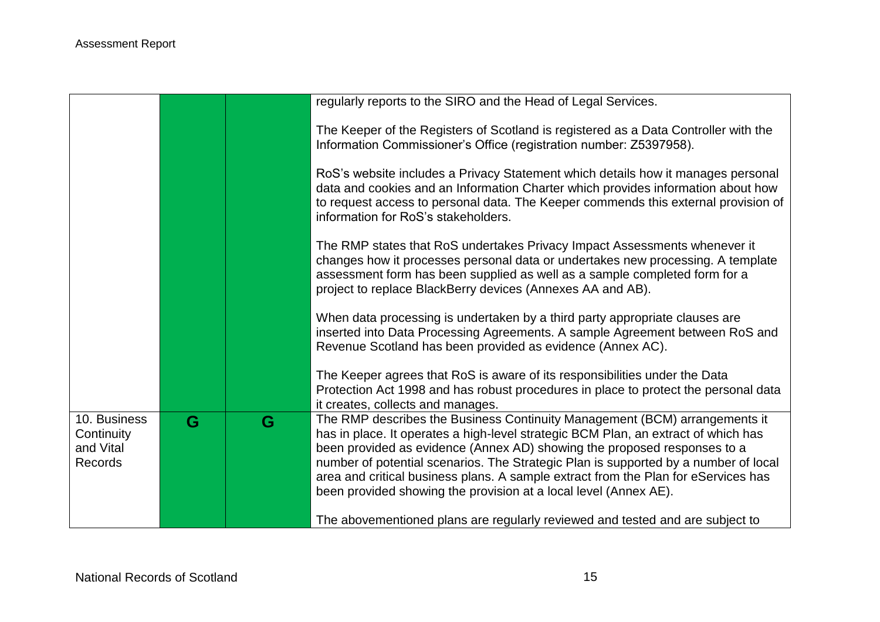| | | | |
|---|---|---|---|
| | | | regularly reports to the SIRO and the Head of Legal Services.<br><br>The Keeper of the Registers of Scotland is registered as a Data Controller with the Information Commissioner's Office (registration number: Z5397958).<br><br>RoS's website includes a Privacy Statement which details how it manages personal data and cookies and an Information Charter which provides information about how to request access to personal data. The Keeper commends this external provision of information for RoS's stakeholders.<br><br>The RMP states that RoS undertakes Privacy Impact Assessments whenever it changes how it processes personal data or undertakes new processing. A template assessment form has been supplied as well as a sample completed form for a project to replace BlackBerry devices (Annexes AA and AB).<br><br>When data processing is undertaken by a third party appropriate clauses are inserted into Data Processing Agreements. A sample Agreement between RoS and Revenue Scotland has been provided as evidence (Annex AC).<br><br>The Keeper agrees that RoS is aware of its responsibilities under the Data Protection Act 1998 and has robust procedures in place to protect the personal data it creates, collects and manages. |
| 10. Business Continuity and Vital Records | G | G | The RMP describes the Business Continuity Management (BCM) arrangements it has in place. It operates a high-level strategic BCM Plan, an extract of which has been provided as evidence (Annex AD) showing the proposed responses to a number of potential scenarios. The Strategic Plan is supported by a number of local area and critical business plans. A sample extract from the Plan for eServices has been provided showing the provision at a local level (Annex AE).<br><br>The abovementioned plans are regularly reviewed and tested and are subject to |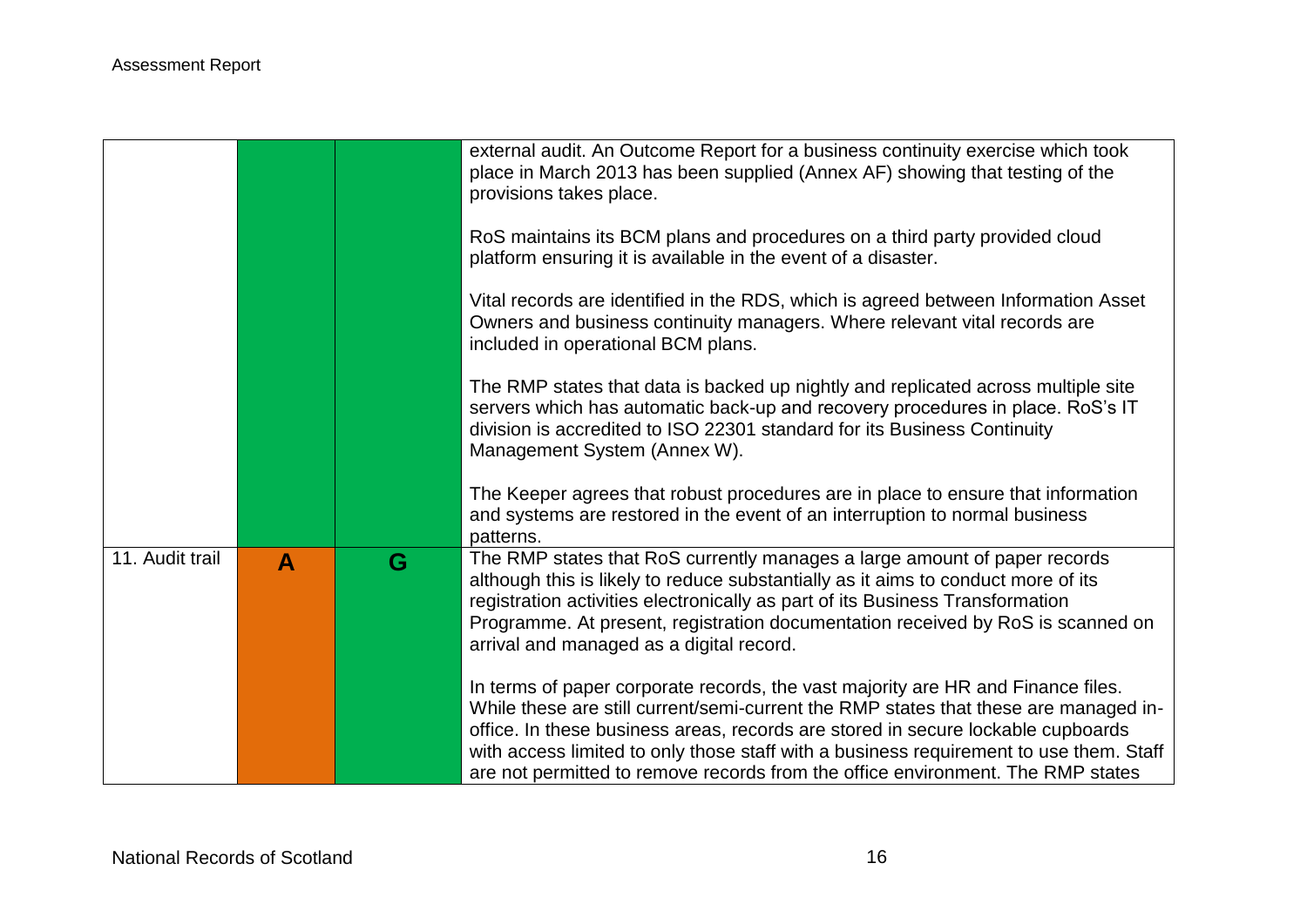| | | | |
|---|---|---|---|
| | | | external audit. An Outcome Report for a business continuity exercise which took place in March 2013 has been supplied (Annex AF) showing that testing of the provisions takes place.<br><br>RoS maintains its BCM plans and procedures on a third party provided cloud platform ensuring it is available in the event of a disaster.<br><br>Vital records are identified in the RDS, which is agreed between Information Asset Owners and business continuity managers. Where relevant vital records are included in operational BCM plans.<br><br>The RMP states that data is backed up nightly and replicated across multiple site servers which has automatic back-up and recovery procedures in place. RoS's IT division is accredited to ISO 22301 standard for its Business Continuity Management System (Annex W).<br><br>The Keeper agrees that robust procedures are in place to ensure that information and systems are restored in the event of an interruption to normal business patterns. |
| 11. Audit trail | **A** | **G** | The RMP states that RoS currently manages a large amount of paper records although this is likely to reduce substantially as it aims to conduct more of its registration activities electronically as part of its Business Transformation Programme. At present, registration documentation received by RoS is scanned on arrival and managed as a digital record.<br><br>In terms of paper corporate records, the vast majority are HR and Finance files. While these are still current/semi-current the RMP states that these are managed in-office. In these business areas, records are stored in secure lockable cupboards with access limited to only those staff with a business requirement to use them. Staff are not permitted to remove records from the office environment. The RMP states |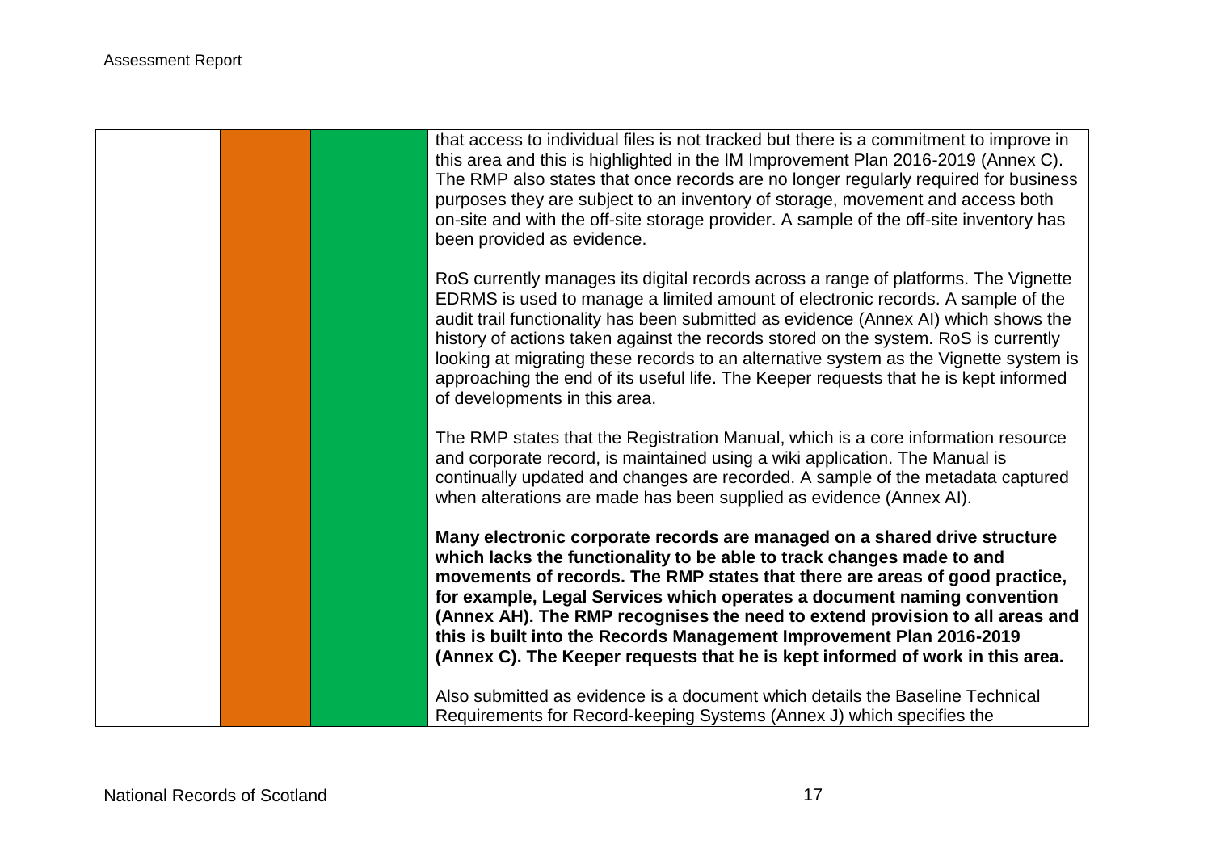| | | | |
|---|---|---|---|
| | | | that access to individual files is not tracked but there is a commitment to improve in this area and this is highlighted in the IM Improvement Plan 2016-2019 (Annex C). The RMP also states that once records are no longer regularly required for business purposes they are subject to an inventory of storage, movement and access both on-site and with the off-site storage provider. A sample of the off-site inventory has been provided as evidence.<br><br>RoS currently manages its digital records across a range of platforms. The Vignette EDRMS is used to manage a limited amount of electronic records. A sample of the audit trail functionality has been submitted as evidence (Annex AI) which shows the history of actions taken against the records stored on the system. RoS is currently looking at migrating these records to an alternative system as the Vignette system is approaching the end of its useful life. The Keeper requests that he is kept informed of developments in this area.<br><br>The RMP states that the Registration Manual, which is a core information resource and corporate record, is maintained using a wiki application. The Manual is continually updated and changes are recorded. A sample of the metadata captured when alterations are made has been supplied as evidence (Annex AI).<br><br>**Many electronic corporate records are managed on a shared drive structure which lacks the functionality to be able to track changes made to and movements of records. The RMP states that there are areas of good practice, for example, Legal Services which operates a document naming convention (Annex AH). The RMP recognises the need to extend provision to all areas and this is built into the Records Management Improvement Plan 2016-2019 (Annex C). The Keeper requests that he is kept informed of work in this area.**<br><br>Also submitted as evidence is a document which details the Baseline Technical Requirements for Record-keeping Systems (Annex J) which specifies the |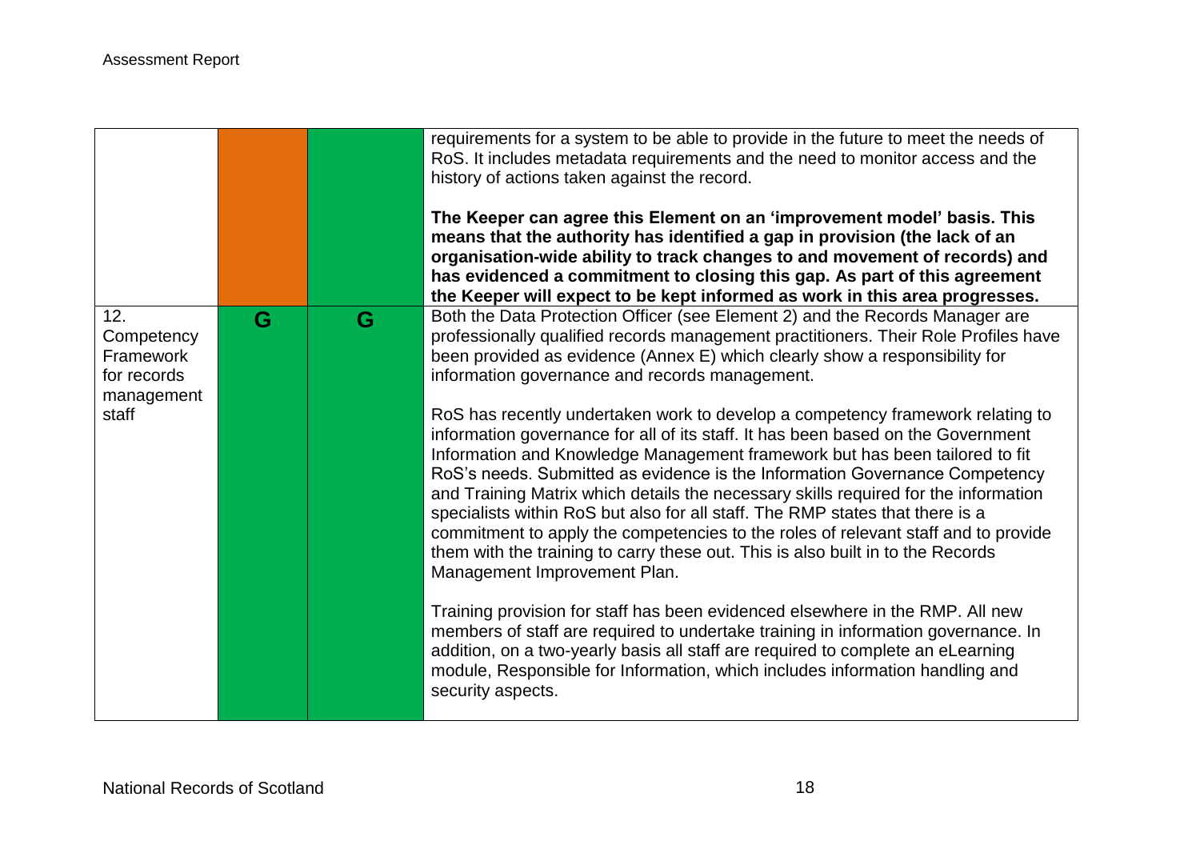| | | | |
|---|---|---|---|
| | | | requirements for a system to be able to provide in the future to meet the needs of RoS. It includes metadata requirements and the need to monitor access and the history of actions taken against the record.<br><br>**The Keeper can agree this Element on an 'improvement model' basis. This means that the authority has identified a gap in provision (the lack of an organisation-wide ability to track changes to and movement of records) and has evidenced a commitment to closing this gap. As part of this agreement the Keeper will expect to be kept informed as work in this area progresses.** |
| 12. Competency Framework for records management staff | G | G | Both the Data Protection Officer (see Element 2) and the Records Manager are professionally qualified records management practitioners. Their Role Profiles have been provided as evidence (Annex E) which clearly show a responsibility for information governance and records management.<br><br>RoS has recently undertaken work to develop a competency framework relating to information governance for all of its staff. It has been based on the Government Information and Knowledge Management framework but has been tailored to fit RoS's needs. Submitted as evidence is the Information Governance Competency and Training Matrix which details the necessary skills required for the information specialists within RoS but also for all staff. The RMP states that there is a commitment to apply the competencies to the roles of relevant staff and to provide them with the training to carry these out. This is also built in to the Records Management Improvement Plan.<br><br>Training provision for staff has been evidenced elsewhere in the RMP. All new members of staff are required to undertake training in information governance. In addition, on a two-yearly basis all staff are required to complete an eLearning module, Responsible for Information, which includes information handling and security aspects. |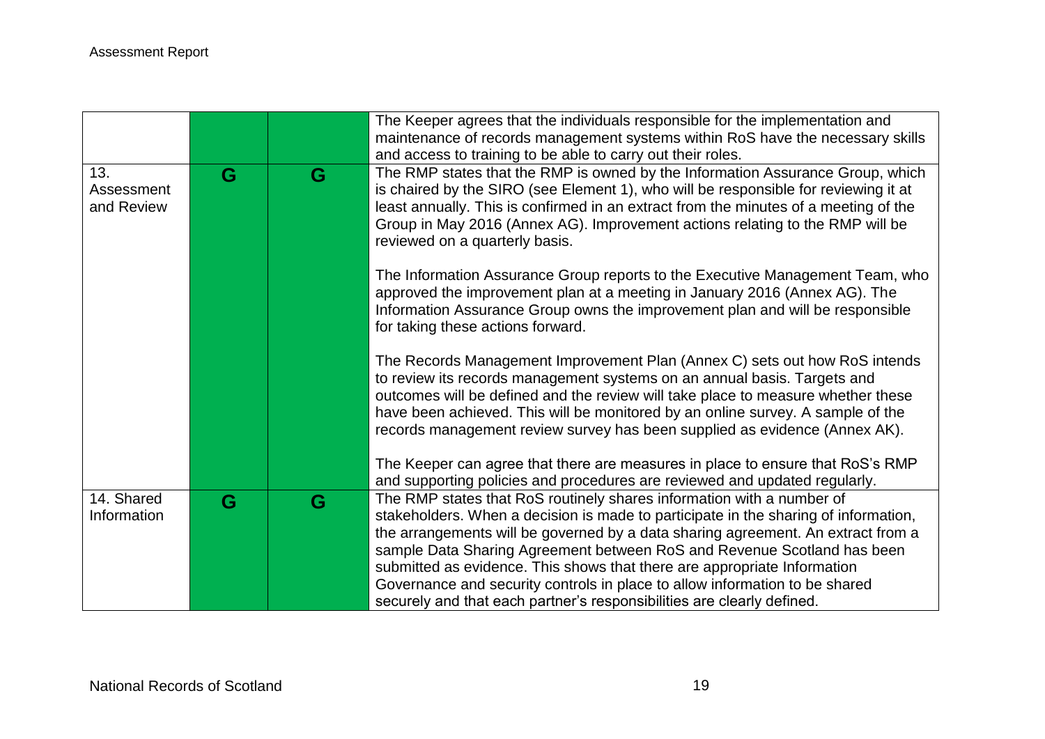| | | | |
|---|---|---|---|
| | | | The Keeper agrees that the individuals responsible for the implementation and maintenance of records management systems within RoS have the necessary skills and access to training to be able to carry out their roles. |
| 13. Assessment and Review | G | G | The RMP states that the RMP is owned by the Information Assurance Group, which is chaired by the SIRO (see Element 1), who will be responsible for reviewing it at least annually. This is confirmed in an extract from the minutes of a meeting of the Group in May 2016 (Annex AG). Improvement actions relating to the RMP will be reviewed on a quarterly basis.<br><br>The Information Assurance Group reports to the Executive Management Team, who approved the improvement plan at a meeting in January 2016 (Annex AG). The Information Assurance Group owns the improvement plan and will be responsible for taking these actions forward.<br><br>The Records Management Improvement Plan (Annex C) sets out how RoS intends to review its records management systems on an annual basis. Targets and outcomes will be defined and the review will take place to measure whether these have been achieved. This will be monitored by an online survey. A sample of the records management review survey has been supplied as evidence (Annex AK).<br><br>The Keeper can agree that there are measures in place to ensure that RoS's RMP and supporting policies and procedures are reviewed and updated regularly. |
| 14. Shared Information | G | G | The RMP states that RoS routinely shares information with a number of stakeholders. When a decision is made to participate in the sharing of information, the arrangements will be governed by a data sharing agreement. An extract from a sample Data Sharing Agreement between RoS and Revenue Scotland has been submitted as evidence. This shows that there are appropriate Information Governance and security controls in place to allow information to be shared securely and that each partner's responsibilities are clearly defined. |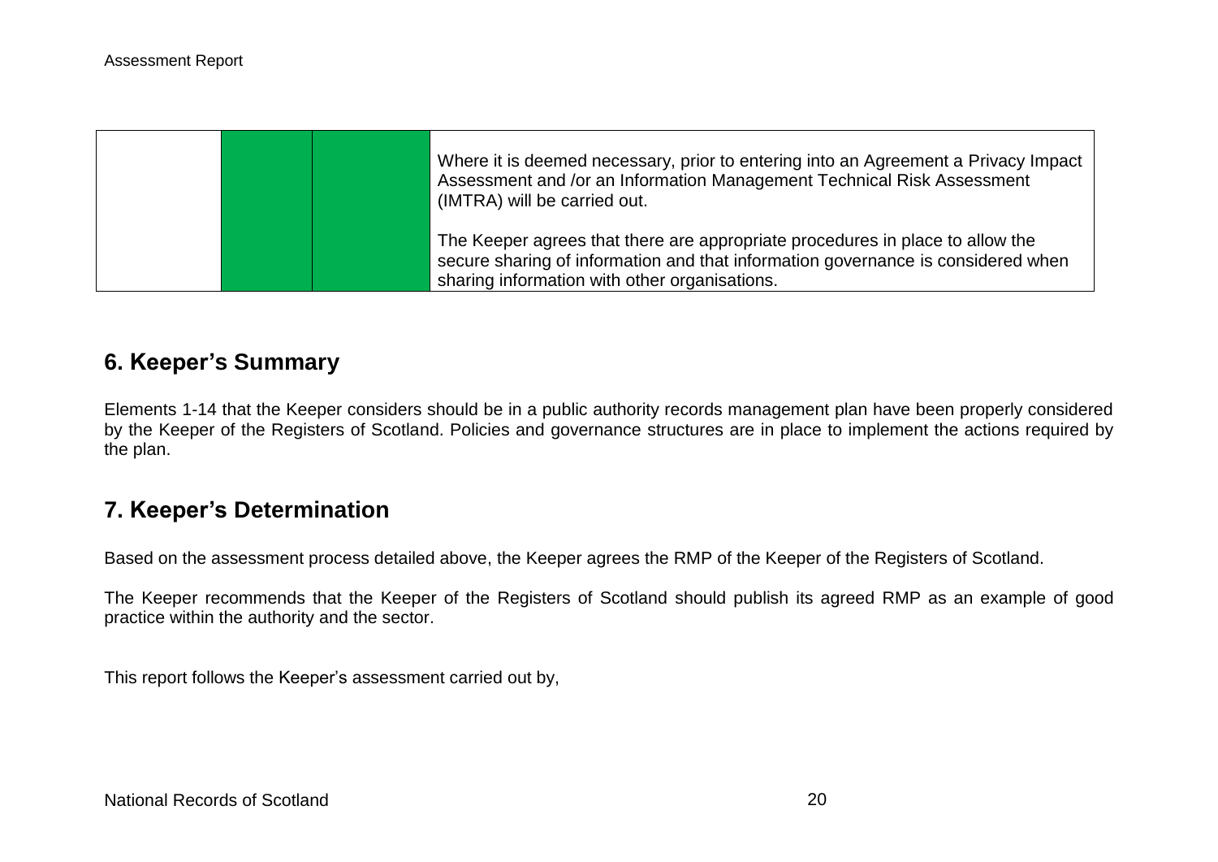| | | | |
|---|---|---|---|
| | | | Where it is deemed necessary, prior to entering into an Agreement a Privacy Impact Assessment and /or an Information Management Technical Risk Assessment (IMTRA) will be carried out.<br><br>The Keeper agrees that there are appropriate procedures in place to allow the secure sharing of information and that information governance is considered when sharing information with other organisations. |

## 6. Keeper's Summary

Elements 1-14 that the Keeper considers should be in a public authority records management plan have been properly considered by the Keeper of the Registers of Scotland. Policies and governance structures are in place to implement the actions required by the plan.

## 7. Keeper's Determination

Based on the assessment process detailed above, the Keeper agrees the RMP of the Keeper of the Registers of Scotland.

The Keeper recommends that the Keeper of the Registers of Scotland should publish its agreed RMP as an example of good practice within the authority and the sector.

This report follows the Keeper's assessment carried out by,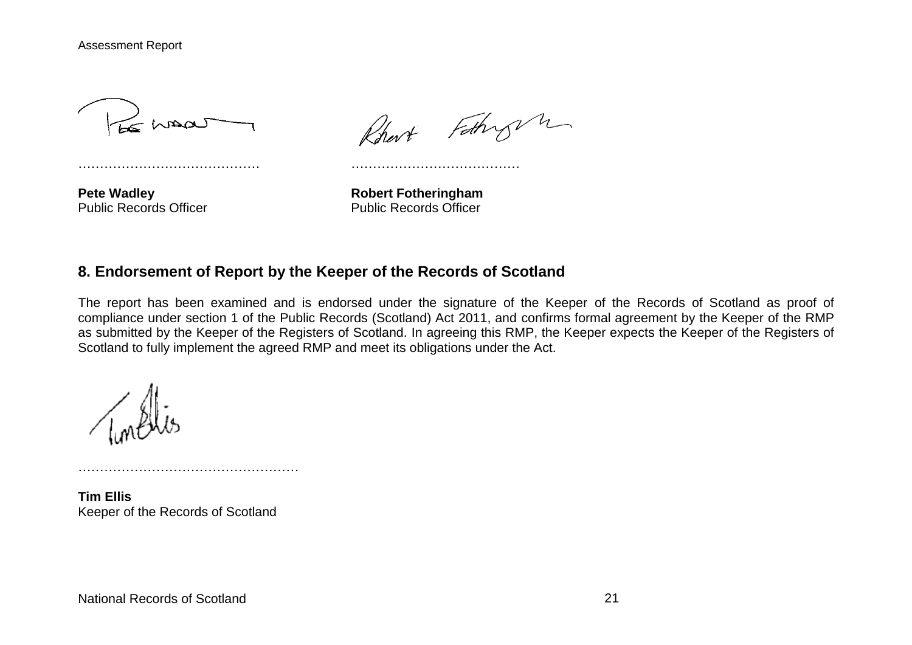……………………………………

**Pete Wadley**
Public Records Officer

…………………………………

**Robert Fotheringham**
Public Records Officer

## 8. Endorsement of Report by the Keeper of the Records of Scotland

The report has been examined and is endorsed under the signature of the Keeper of the Records of Scotland as proof of compliance under section 1 of the Public Records (Scotland) Act 2011, and confirms formal agreement by the Keeper of the RMP as submitted by the Keeper of the Registers of Scotland. In agreeing this RMP, the Keeper expects the Keeper of the Registers of Scotland to fully implement the agreed RMP and meet its obligations under the Act.

……………………………………………

**Tim Ellis**
Keeper of the Records of Scotland